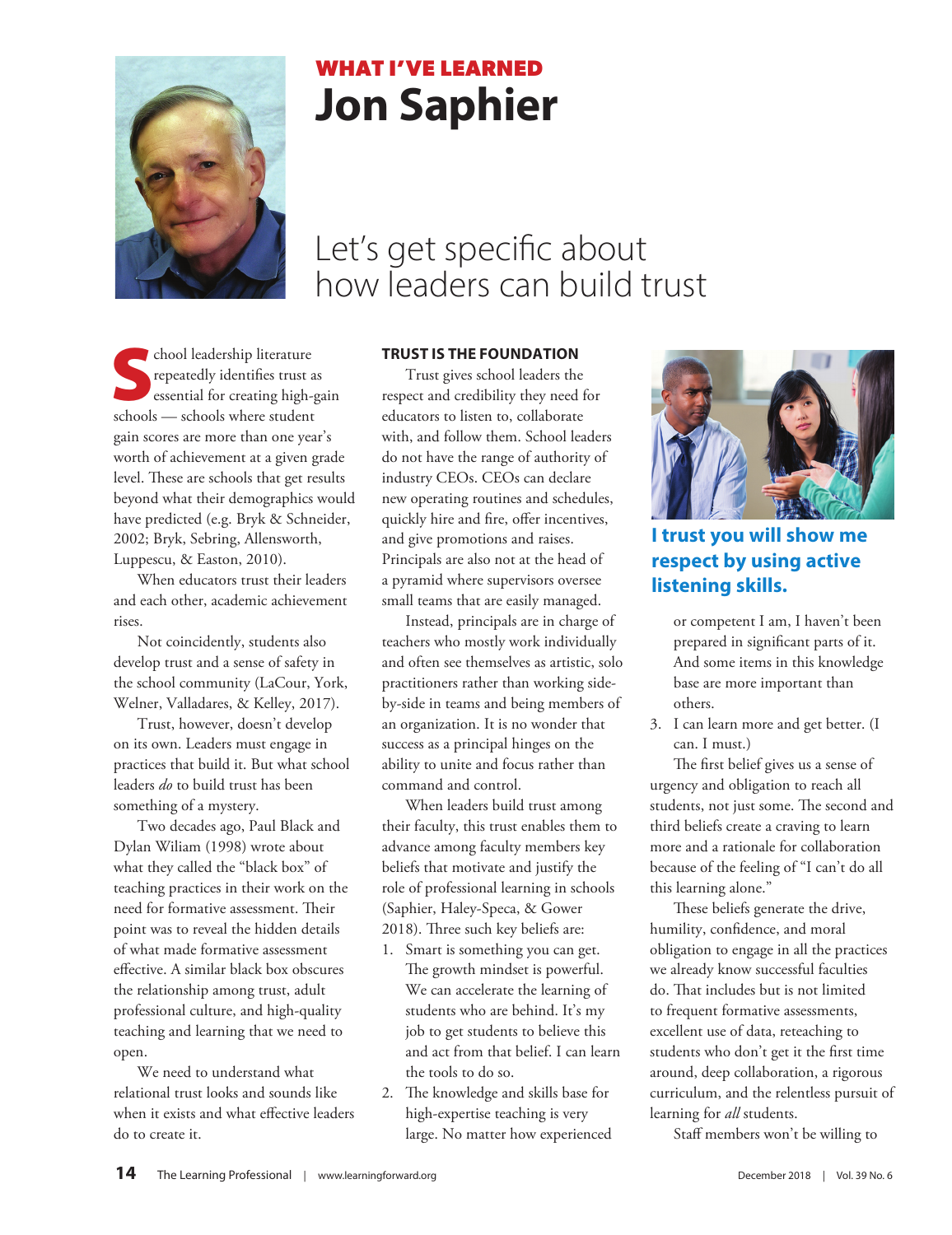WHAT I'VE LEARNED

# Jon Saphier

## Let's get specific about how leaders can build trust

School leadership literature repeatedly identifies trust as essential for creating high-gain schools — schools where student gain scores are more than one year's worth of achievement at a given grade level. These are schools that get results beyond what their demographics would have predicted (e.g. Bryk & Schneider, 2002; Bryk, Sebring, Allensworth, Luppescu, & Easton, 2010).

When educators trust their leaders and each other, academic achievement rises.

Not coincidentally, students also develop trust and a sense of safety in the school community (LaCour, York, Welner, Valladares, & Kelley, 2017).

Trust, however, doesn't develop on its own. Leaders must engage in practices that build it. But what school leaders *do* to build trust has been something of a mystery.

Two decades ago, Paul Black and Dylan Wiliam (1998) wrote about what they called the "black box" of teaching practices in their work on the need for formative assessment. Their point was to reveal the hidden details of what made formative assessment effective. A similar black box obscures the relationship among trust, adult professional culture, and high-quality teaching and learning that we need to open.

We need to understand what relational trust looks and sounds like when it exists and what effective leaders do to create it.

### TRUST IS THE FOUNDATION

Trust gives school leaders the respect and credibility they need for educators to listen to, collaborate with, and follow them. School leaders do not have the range of authority of industry CEOs. CEOs can declare new operating routines and schedules, quickly hire and fire, offer incentives, and give promotions and raises. Principals are also not at the head of a pyramid where supervisors oversee small teams that are easily managed.

Instead, principals are in charge of teachers who mostly work individually and often see themselves as artistic, solo practitioners rather than working side-by-side in teams and being members of an organization. It is no wonder that success as a principal hinges on the ability to unite and focus rather than command and control.

When leaders build trust among their faculty, this trust enables them to advance among faculty members key beliefs that motivate and justify the role of professional learning in schools (Saphier, Haley-Speca, & Gower 2018). Three such key beliefs are:

1. Smart is something you can get. The growth mindset is powerful. We can accelerate the learning of students who are behind. It's my job to get students to believe this and act from that belief. I can learn the tools to do so.
2. The knowledge and skills base for high-expertise teaching is very large. No matter how experienced or competent I am, I haven't been prepared in significant parts of it. And some items in this knowledge base are more important than others.
3. I can learn more and get better. (I can. I must.)

**I trust you will show me respect by using active listening skills.**

The first belief gives us a sense of urgency and obligation to reach all students, not just some. The second and third beliefs create a craving to learn more and a rationale for collaboration because of the feeling of "I can't do all this learning alone."

These beliefs generate the drive, humility, confidence, and moral obligation to engage in all the practices we already know successful faculties do. That includes but is not limited to frequent formative assessments, excellent use of data, reteaching to students who don't get it the first time around, deep collaboration, a rigorous curriculum, and the relentless pursuit of learning for *all* students.

Staff members won't be willing to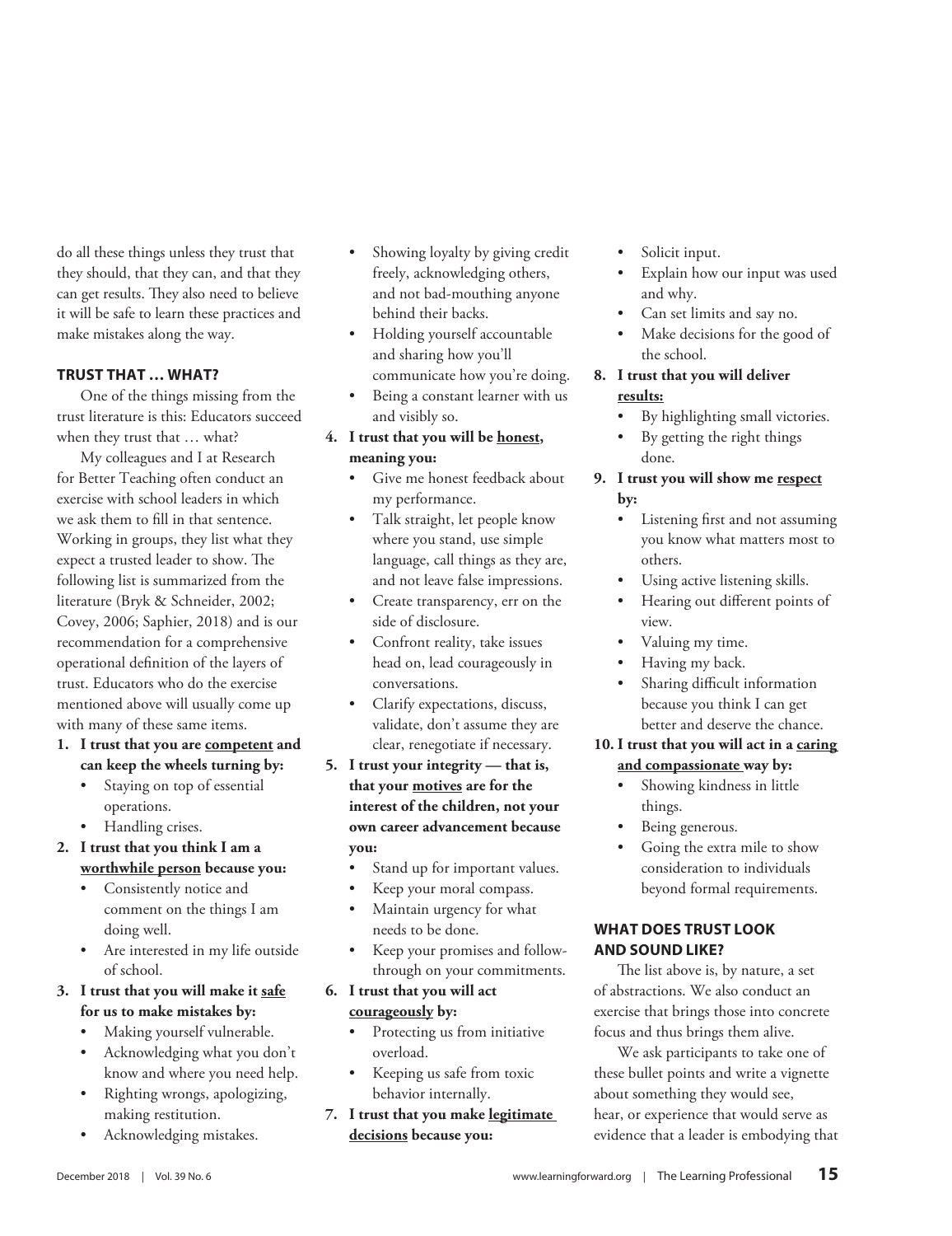do all these things unless they trust that they should, that they can, and that they can get results. They also need to believe it will be safe to learn these practices and make mistakes along the way.

## TRUST THAT … WHAT?

One of the things missing from the trust literature is this: Educators succeed when they trust that … what?

My colleagues and I at Research for Better Teaching often conduct an exercise with school leaders in which we ask them to fill in that sentence. Working in groups, they list what they expect a trusted leader to show. The following list is summarized from the literature (Bryk & Schneider, 2002; Covey, 2006; Saphier, 2018) and is our recommendation for a comprehensive operational definition of the layers of trust. Educators who do the exercise mentioned above will usually come up with many of these same items.

1. **I trust that you are competent and can keep the wheels turning by:**
   - Staying on top of essential operations.
   - Handling crises.
2. **I trust that you think I am a worthwhile person because you:**
   - Consistently notice and comment on the things I am doing well.
   - Are interested in my life outside of school.
3. **I trust that you will make it safe for us to make mistakes by:**
   - Making yourself vulnerable.
   - Acknowledging what you don't know and where you need help.
   - Righting wrongs, apologizing, making restitution.
   - Acknowledging mistakes.
   - Showing loyalty by giving credit freely, acknowledging others, and not bad-mouthing anyone behind their backs.
   - Holding yourself accountable and sharing how you'll communicate how you're doing.
   - Being a constant learner with us and visibly so.
4. **I trust that you will be honest, meaning you:**
   - Give me honest feedback about my performance.
   - Talk straight, let people know where you stand, use simple language, call things as they are, and not leave false impressions.
   - Create transparency, err on the side of disclosure.
   - Confront reality, take issues head on, lead courageously in conversations.
   - Clarify expectations, discuss, validate, don't assume they are clear, renegotiate if necessary.
5. **I trust your integrity — that is, that your motives are for the interest of the children, not your own career advancement because you:**
   - Stand up for important values.
   - Keep your moral compass.
   - Maintain urgency for what needs to be done.
   - Keep your promises and follow-through on your commitments.
6. **I trust that you will act courageously by:**
   - Protecting us from initiative overload.
   - Keeping us safe from toxic behavior internally.
7. **I trust that you make legitimate decisions because you:**
   - Solicit input.
   - Explain how our input was used and why.
   - Can set limits and say no.
   - Make decisions for the good of the school.
8. **I trust that you will deliver results:**
   - By highlighting small victories.
   - By getting the right things done.
9. **I trust you will show me respect by:**
   - Listening first and not assuming you know what matters most to others.
   - Using active listening skills.
   - Hearing out different points of view.
   - Valuing my time.
   - Having my back.
   - Sharing difficult information because you think I can get better and deserve the chance.
10. **I trust that you will act in a caring and compassionate way by:**
    - Showing kindness in little things.
    - Being generous.
    - Going the extra mile to show consideration to individuals beyond formal requirements.

## WHAT DOES TRUST LOOK AND SOUND LIKE?

The list above is, by nature, a set of abstractions. We also conduct an exercise that brings those into concrete focus and thus brings them alive.

We ask participants to take one of these bullet points and write a vignette about something they would see, hear, or experience that would serve as evidence that a leader is embodying that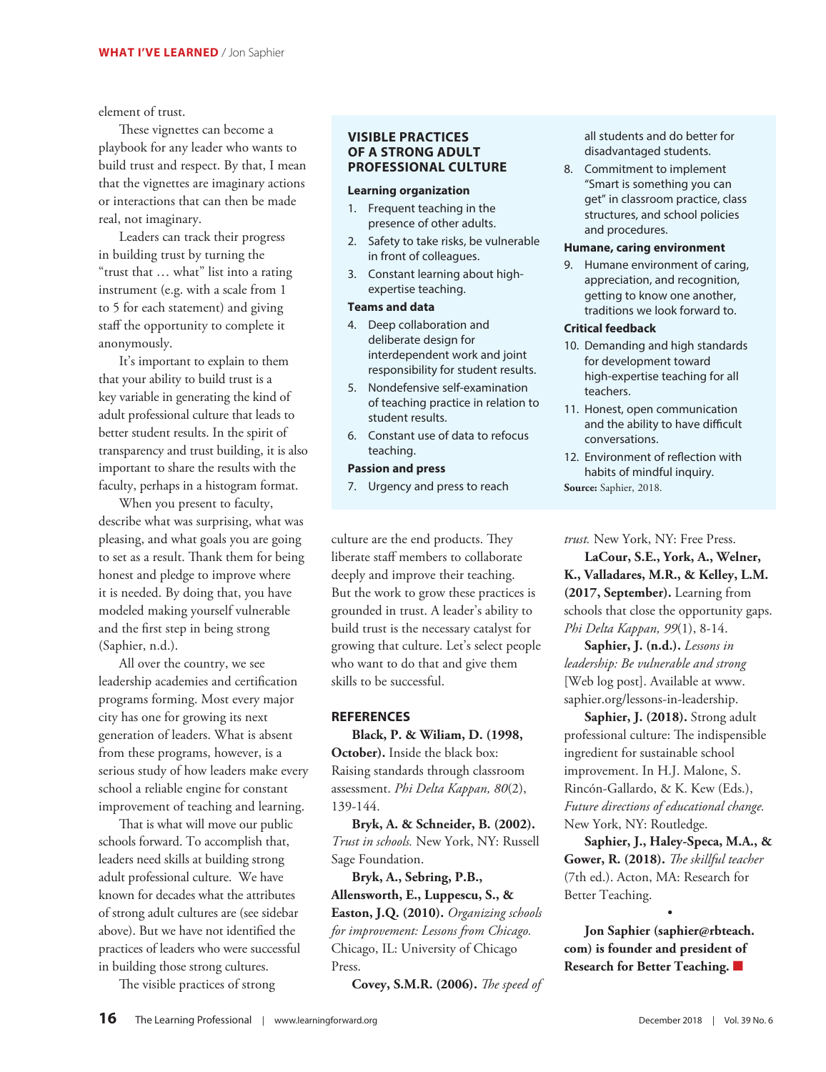element of trust.

These vignettes can become a playbook for any leader who wants to build trust and respect. By that, I mean that the vignettes are imaginary actions or interactions that can then be made real, not imaginary.

Leaders can track their progress in building trust by turning the "trust that … what" list into a rating instrument (e.g. with a scale from 1 to 5 for each statement) and giving staff the opportunity to complete it anonymously.

It's important to explain to them that your ability to build trust is a key variable in generating the kind of adult professional culture that leads to better student results. In the spirit of transparency and trust building, it is also important to share the results with the faculty, perhaps in a histogram format.

When you present to faculty, describe what was surprising, what was pleasing, and what goals you are going to set as a result. Thank them for being honest and pledge to improve where it is needed. By doing that, you have modeled making yourself vulnerable and the first step in being strong (Saphier, n.d.).

All over the country, we see leadership academies and certification programs forming. Most every major city has one for growing its next generation of leaders. What is absent from these programs, however, is a serious study of how leaders make every school a reliable engine for constant improvement of teaching and learning.

That is what will move our public schools forward. To accomplish that, leaders need skills at building strong adult professional culture. We have known for decades what the attributes of strong adult cultures are (see sidebar above). But we have not identified the practices of leaders who were successful in building those strong cultures.

The visible practices of strong culture are the end products. They liberate staff members to collaborate deeply and improve their teaching. But the work to grow these practices is grounded in trust. A leader's ability to build trust is the necessary catalyst for growing that culture. Let's select people who want to do that and give them skills to be successful.

## VISIBLE PRACTICES OF A STRONG ADULT PROFESSIONAL CULTURE

**Learning organization**

1. Frequent teaching in the presence of other adults.
2. Safety to take risks, be vulnerable in front of colleagues.
3. Constant learning about high-expertise teaching.

**Teams and data**

4. Deep collaboration and deliberate design for interdependent work and joint responsibility for student results.
5. Nondefensive self-examination of teaching practice in relation to student results.
6. Constant use of data to refocus teaching.

**Passion and press**

7. Urgency and press to reach all students and do better for disadvantaged students.
8. Commitment to implement "Smart is something you can get" in classroom practice, class structures, and school policies and procedures.

**Humane, caring environment**

9. Humane environment of caring, appreciation, and recognition, getting to know one another, traditions we look forward to.

**Critical feedback**

10. Demanding and high standards for development toward high-expertise teaching for all teachers.
11. Honest, open communication and the ability to have difficult conversations.
12. Environment of reflection with habits of mindful inquiry.

**Source:** Saphier, 2018.

## REFERENCES

**Black, P. & Wiliam, D. (1998, October).** Inside the black box: Raising standards through classroom assessment. *Phi Delta Kappan, 80*(2), 139-144.

**Bryk, A. & Schneider, B. (2002).** *Trust in schools.* New York, NY: Russell Sage Foundation.

**Bryk, A., Sebring, P.B., Allensworth, E., Luppescu, S., & Easton, J.Q. (2010).** *Organizing schools for improvement: Lessons from Chicago.* Chicago, IL: University of Chicago Press.

**Covey, S.M.R. (2006).** *The speed of trust.* New York, NY: Free Press.

**LaCour, S.E., York, A., Welner, K., Valladares, M.R., & Kelley, L.M. (2017, September).** Learning from schools that close the opportunity gaps. *Phi Delta Kappan, 99*(1), 8-14.

**Saphier, J. (n.d.).** *Lessons in leadership: Be vulnerable and strong* [Web log post]. Available at www.saphier.org/lessons-in-leadership.

**Saphier, J. (2018).** Strong adult professional culture: The indispensible ingredient for sustainable school improvement. In H.J. Malone, S. Rincón-Gallardo, & K. Kew (Eds.), *Future directions of educational change.* New York, NY: Routledge.

**Saphier, J., Haley-Speca, M.A., & Gower, R. (2018).** *The skillful teacher* (7th ed.). Acton, MA: Research for Better Teaching.

•

**Jon Saphier (saphier@rbteach.com) is founder and president of Research for Better Teaching.**